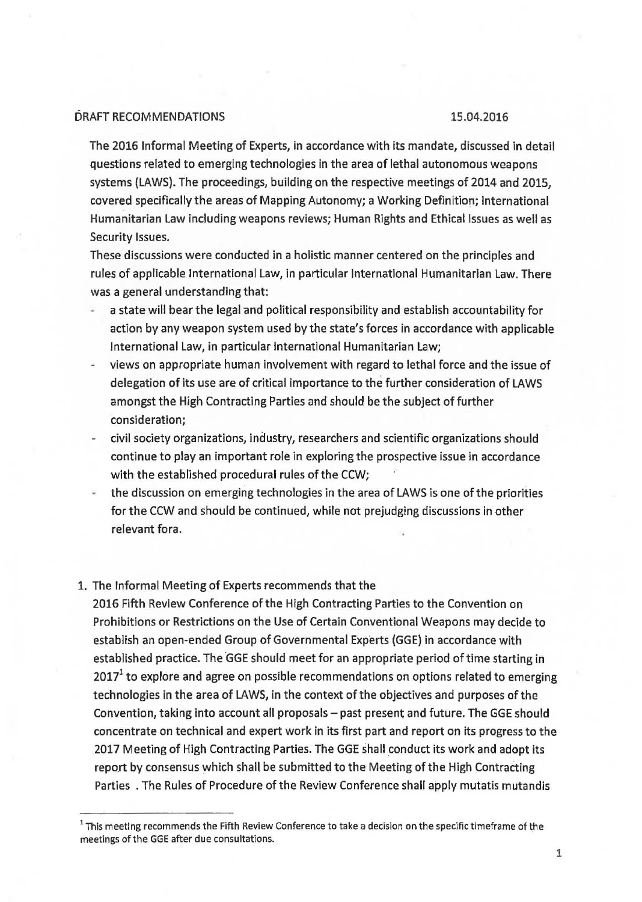DRAFT RECOMMENDATIONS 15.04.2016

The 2016 Informal Meeting of Experts, in accordance with its mandate, discussed in detail questions related to emerging technologies in the area of lethal autonomous weapons systems (LAWS). The proceedings, building on the respective meetings of 2014 and 2015, covered specifically the areas of Mapping Autonomy; a Working Definition; International Humanitarian Law including weapons reviews; Human Rights and Ethical Issues as well as Security Issues.

These discussions were conducted in a holistic manner centered on the principles and rules of applicable International Law, in particular International Humanitarian Law. There was a general understanding that:

- a state will bear the legal and political responsibility and establish accountability for action by any weapon system used by the state's forces in accordance with applicable International Law, in particular International Humanitarian Law;
- views on appropriate human involvement with regard to lethal force and the issue of delegation of its use are of critical importance to the further consideration of LAWS amongst the High Contracting Parties and should be the subject of further consideration;
- civil society organizations, industry, researchers and scientific organizations should continue to play an important role in exploring the prospective issue in accordance with the established procedural rules of the CCW;
- the discussion on emerging technologies in the area of LAWS is one of the priorities for the CCW and should be continued, while not prejudging discussions in other relevant fora.

1. The Informal Meeting of Experts recommends that the 2016 Fifth Review Conference of the High Contracting Parties to the Convention on Prohibitions or Restrictions on the Use of Certain Conventional Weapons may decide to establish an open-ended Group of Governmental Experts (GGE) in accordance with established practice. The GGE should meet for an appropriate period of time starting in 2017[1] to explore and agree on possible recommendations on options related to emerging technologies in the area of LAWS, in the context of the objectives and purposes of the Convention, taking into account all proposals – past present and future. The GGE should concentrate on technical and expert work in its first part and report on its progress to the 2017 Meeting of High Contracting Parties. The GGE shall conduct its work and adopt its report by consensus which shall be submitted to the Meeting of the High Contracting Parties . The Rules of Procedure of the Review Conference shall apply mutatis mutandis

[1] This meeting recommends the Fifth Review Conference to take a decision on the specific timeframe of the meetings of the GGE after due consultations.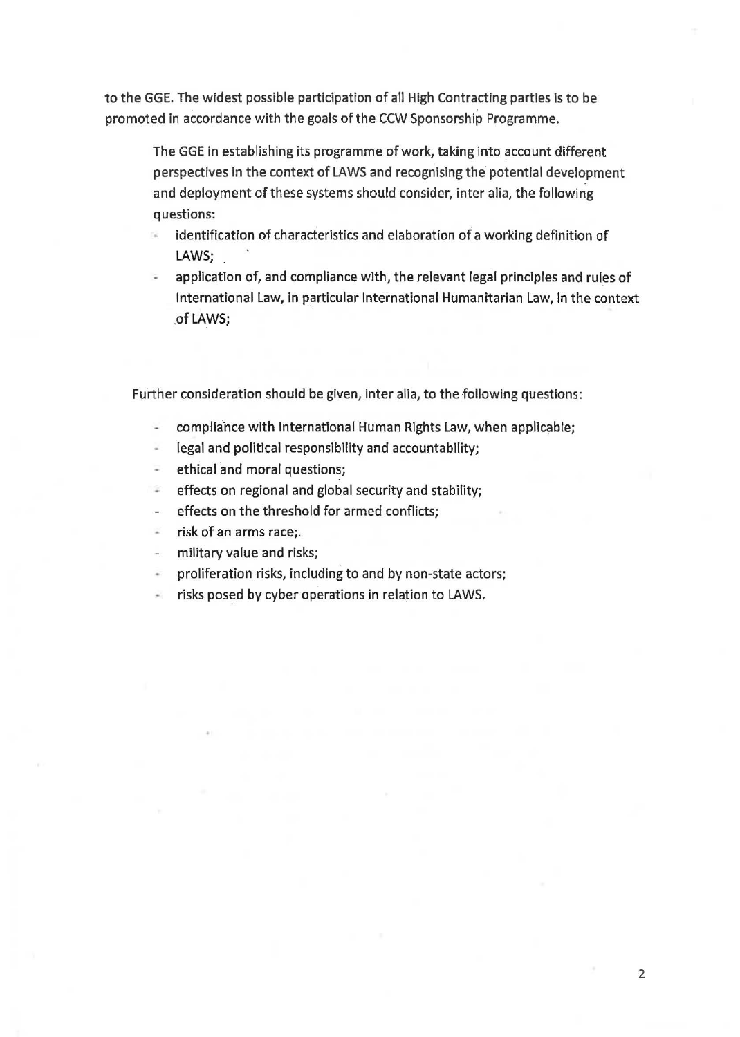to the GGE. The widest possible participation of all High Contracting parties is to be promoted in accordance with the goals of the CCW Sponsorship Programme.

> The GGE in establishing its programme of work, taking into account different perspectives in the context of LAWS and recognising the potential development and deployment of these systems should consider, inter alia, the following questions:
>
> - identification of characteristics and elaboration of a working definition of LAWS;
> - application of, and compliance with, the relevant legal principles and rules of International Law, in particular International Humanitarian Law, in the context of LAWS;

Further consideration should be given, inter alia, to the following questions:

- compliance with International Human Rights Law, when applicable;
- legal and political responsibility and accountability;
- ethical and moral questions;
- effects on regional and global security and stability;
- effects on the threshold for armed conflicts;
- risk of an arms race;
- military value and risks;
- proliferation risks, including to and by non-state actors;
- risks posed by cyber operations in relation to LAWS.